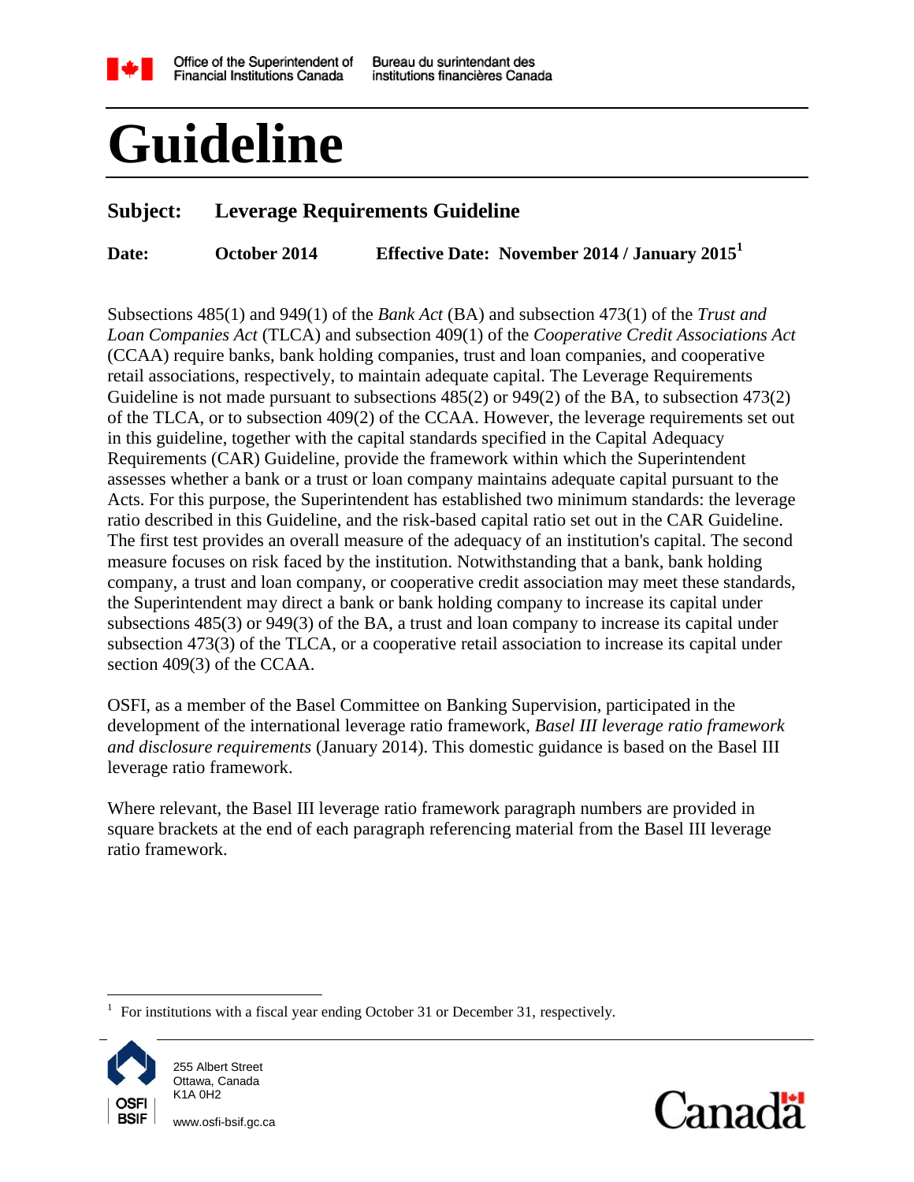Office of the Superintendent of Financial Institutions Canada | Bureau du surintendant des institutions financières Canada

# Guideline

**Subject:** **Leverage Requirements Guideline**

**Date:** **October 2014** **Effective Date: November 2014 / January 2015**[1]

Subsections 485(1) and 949(1) of the *Bank Act* (BA) and subsection 473(1) of the *Trust and Loan Companies Act* (TLCA) and subsection 409(1) of the *Cooperative Credit Associations Act* (CCAA) require banks, bank holding companies, trust and loan companies, and cooperative retail associations, respectively, to maintain adequate capital. The Leverage Requirements Guideline is not made pursuant to subsections 485(2) or 949(2) of the BA, to subsection 473(2) of the TLCA, or to subsection 409(2) of the CCAA. However, the leverage requirements set out in this guideline, together with the capital standards specified in the Capital Adequacy Requirements (CAR) Guideline, provide the framework within which the Superintendent assesses whether a bank or a trust or loan company maintains adequate capital pursuant to the Acts. For this purpose, the Superintendent has established two minimum standards: the leverage ratio described in this Guideline, and the risk-based capital ratio set out in the CAR Guideline. The first test provides an overall measure of the adequacy of an institution's capital. The second measure focuses on risk faced by the institution. Notwithstanding that a bank, bank holding company, a trust and loan company, or cooperative credit association may meet these standards, the Superintendent may direct a bank or bank holding company to increase its capital under subsections 485(3) or 949(3) of the BA, a trust and loan company to increase its capital under subsection 473(3) of the TLCA, or a cooperative retail association to increase its capital under section 409(3) of the CCAA.

OSFI, as a member of the Basel Committee on Banking Supervision, participated in the development of the international leverage ratio framework, *Basel III leverage ratio framework and disclosure requirements* (January 2014). This domestic guidance is based on the Basel III leverage ratio framework.

Where relevant, the Basel III leverage ratio framework paragraph numbers are provided in square brackets at the end of each paragraph referencing material from the Basel III leverage ratio framework.

[1] For institutions with a fiscal year ending October 31 or December 31, respectively.

255 Albert Street
Ottawa, Canada
K1A 0H2

www.osfi-bsif.gc.ca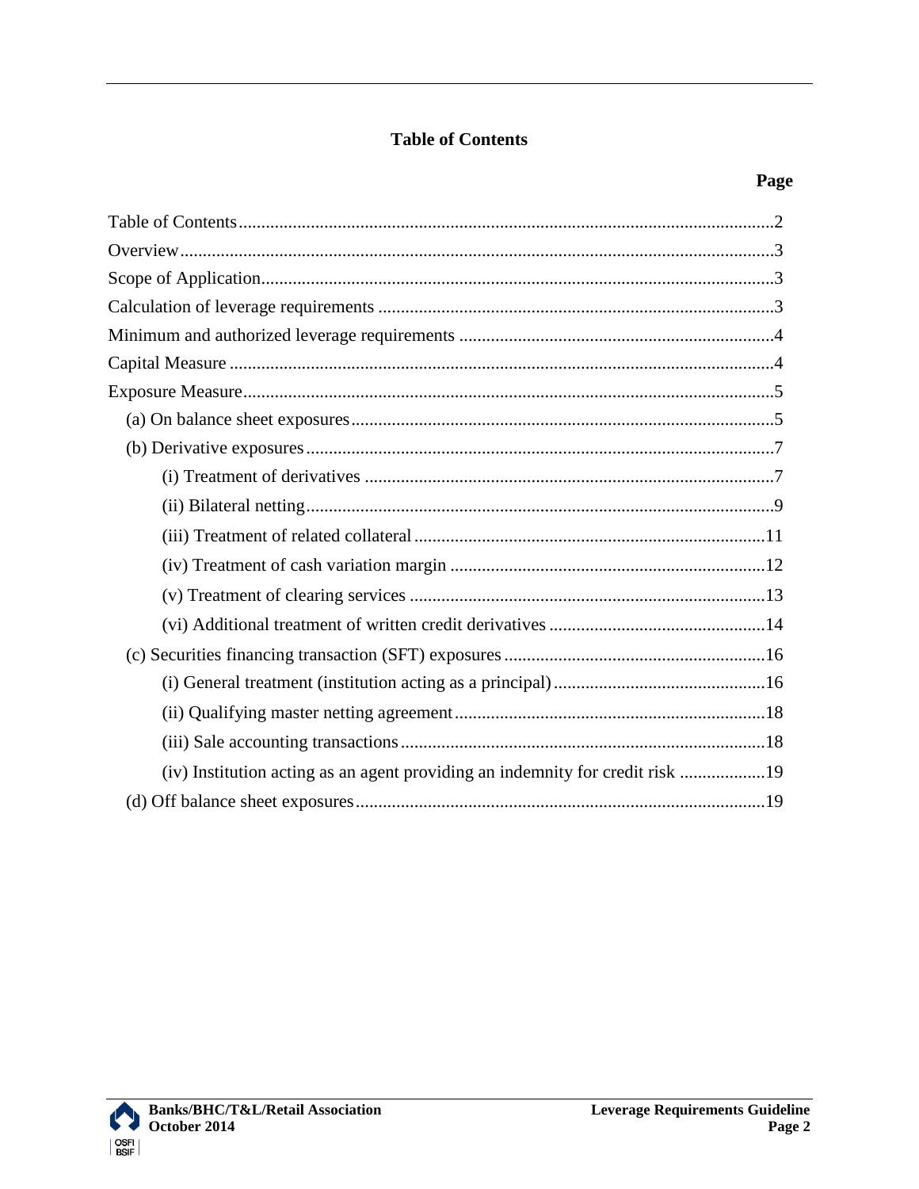# Table of Contents

| | Page |
|---|---|
| Table of Contents | 2 |
| Overview | 3 |
| Scope of Application | 3 |
| Calculation of leverage requirements | 3 |
| Minimum and authorized leverage requirements | 4 |
| Capital Measure | 4 |
| Exposure Measure | 5 |
| (a) On balance sheet exposures | 5 |
| (b) Derivative exposures | 7 |
| (i) Treatment of derivatives | 7 |
| (ii) Bilateral netting | 9 |
| (iii) Treatment of related collateral | 11 |
| (iv) Treatment of cash variation margin | 12 |
| (v) Treatment of clearing services | 13 |
| (vi) Additional treatment of written credit derivatives | 14 |
| (c) Securities financing transaction (SFT) exposures | 16 |
| (i) General treatment (institution acting as a principal) | 16 |
| (ii) Qualifying master netting agreement | 18 |
| (iii) Sale accounting transactions | 18 |
| (iv) Institution acting as an agent providing an indemnity for credit risk | 19 |
| (d) Off balance sheet exposures | 19 |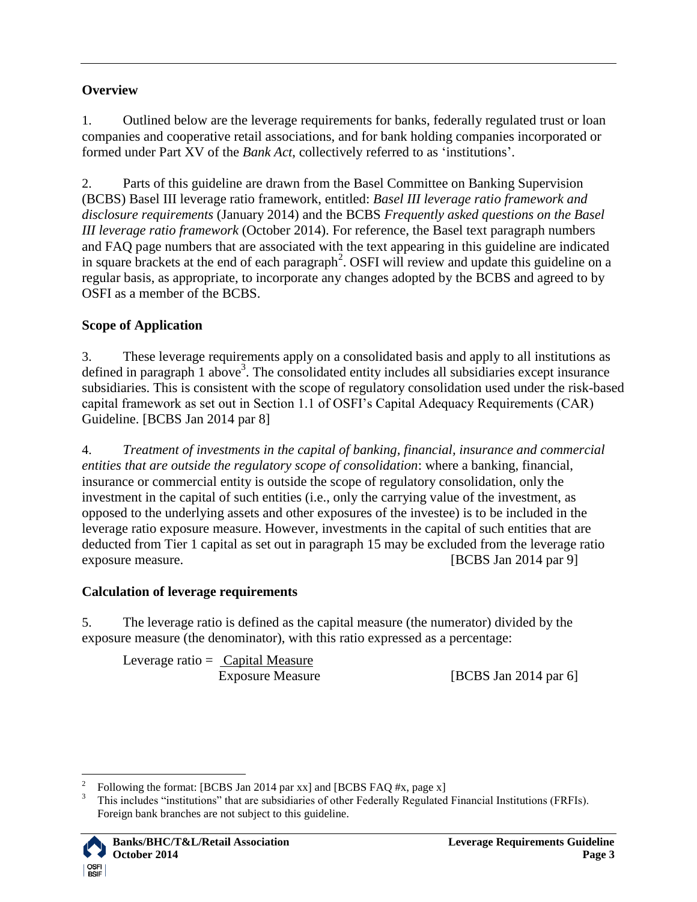## Overview

1. Outlined below are the leverage requirements for banks, federally regulated trust or loan companies and cooperative retail associations, and for bank holding companies incorporated or formed under Part XV of the *Bank Act*, collectively referred to as 'institutions'.

2. Parts of this guideline are drawn from the Basel Committee on Banking Supervision (BCBS) Basel III leverage ratio framework, entitled: *Basel III leverage ratio framework and disclosure requirements* (January 2014) and the BCBS *Frequently asked questions on the Basel III leverage ratio framework* (October 2014). For reference, the Basel text paragraph numbers and FAQ page numbers that are associated with the text appearing in this guideline are indicated in square brackets at the end of each paragraph[2]. OSFI will review and update this guideline on a regular basis, as appropriate, to incorporate any changes adopted by the BCBS and agreed to by OSFI as a member of the BCBS.

## Scope of Application

3. These leverage requirements apply on a consolidated basis and apply to all institutions as defined in paragraph 1 above[3]. The consolidated entity includes all subsidiaries except insurance subsidiaries. This is consistent with the scope of regulatory consolidation used under the risk-based capital framework as set out in Section 1.1 of OSFI's Capital Adequacy Requirements (CAR) Guideline. [BCBS Jan 2014 par 8]

4. *Treatment of investments in the capital of banking, financial, insurance and commercial entities that are outside the regulatory scope of consolidation*: where a banking, financial, insurance or commercial entity is outside the scope of regulatory consolidation, only the investment in the capital of such entities (i.e., only the carrying value of the investment, as opposed to the underlying assets and other exposures of the investee) is to be included in the leverage ratio exposure measure. However, investments in the capital of such entities that are deducted from Tier 1 capital as set out in paragraph 15 may be excluded from the leverage ratio exposure measure. [BCBS Jan 2014 par 9]

## Calculation of leverage requirements

5. The leverage ratio is defined as the capital measure (the numerator) divided by the exposure measure (the denominator), with this ratio expressed as a percentage:

$$\text{Leverage ratio} = \frac{\text{Capital Measure}}{\text{Exposure Measure}}$$

[BCBS Jan 2014 par 6]

---

[2] Following the format: [BCBS Jan 2014 par xx] and [BCBS FAQ #x, page x]

[3] This includes "institutions" that are subsidiaries of other Federally Regulated Financial Institutions (FRFIs). Foreign bank branches are not subject to this guideline.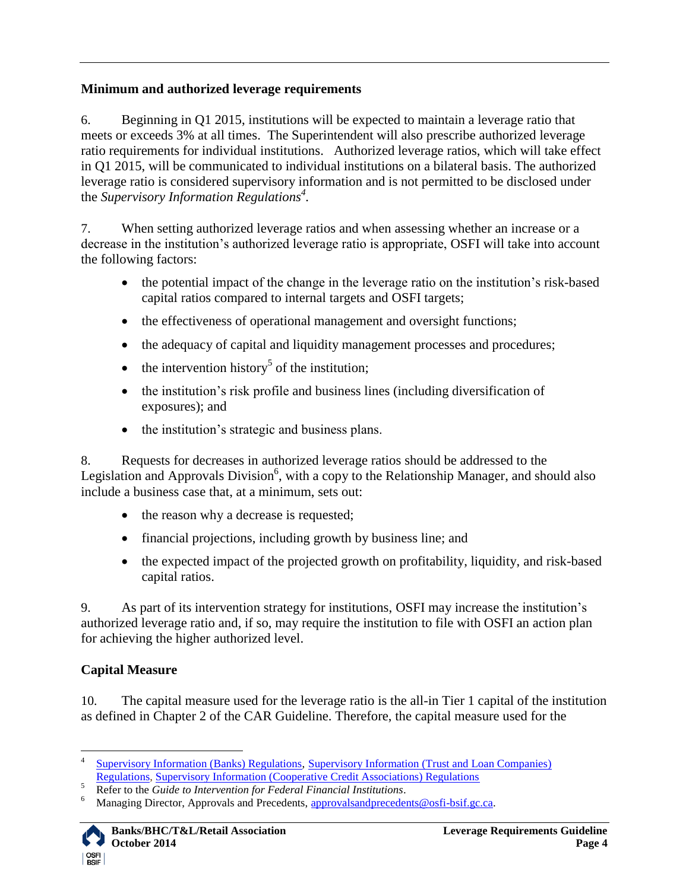## Minimum and authorized leverage requirements

6. Beginning in Q1 2015, institutions will be expected to maintain a leverage ratio that meets or exceeds 3% at all times. The Superintendent will also prescribe authorized leverage ratio requirements for individual institutions. Authorized leverage ratios, which will take effect in Q1 2015, will be communicated to individual institutions on a bilateral basis. The authorized leverage ratio is considered supervisory information and is not permitted to be disclosed under the *Supervisory Information Regulations*[4].

7. When setting authorized leverage ratios and when assessing whether an increase or a decrease in the institution's authorized leverage ratio is appropriate, OSFI will take into account the following factors:

- the potential impact of the change in the leverage ratio on the institution's risk-based capital ratios compared to internal targets and OSFI targets;
- the effectiveness of operational management and oversight functions;
- the adequacy of capital and liquidity management processes and procedures;
- the intervention history[5] of the institution;
- the institution's risk profile and business lines (including diversification of exposures); and
- the institution's strategic and business plans.

8. Requests for decreases in authorized leverage ratios should be addressed to the Legislation and Approvals Division[6], with a copy to the Relationship Manager, and should also include a business case that, at a minimum, sets out:

- the reason why a decrease is requested;
- financial projections, including growth by business line; and
- the expected impact of the projected growth on profitability, liquidity, and risk-based capital ratios.

9. As part of its intervention strategy for institutions, OSFI may increase the institution's authorized leverage ratio and, if so, may require the institution to file with OSFI an action plan for achieving the higher authorized level.

## Capital Measure

10. The capital measure used for the leverage ratio is the all-in Tier 1 capital of the institution as defined in Chapter 2 of the CAR Guideline. Therefore, the capital measure used for the

---

[4] Supervisory Information (Banks) Regulations, Supervisory Information (Trust and Loan Companies) Regulations, Supervisory Information (Cooperative Credit Associations) Regulations

[5] Refer to the *Guide to Intervention for Federal Financial Institutions*.

[6] Managing Director, Approvals and Precedents, approvalsandprecedents@osfi-bsif.gc.ca.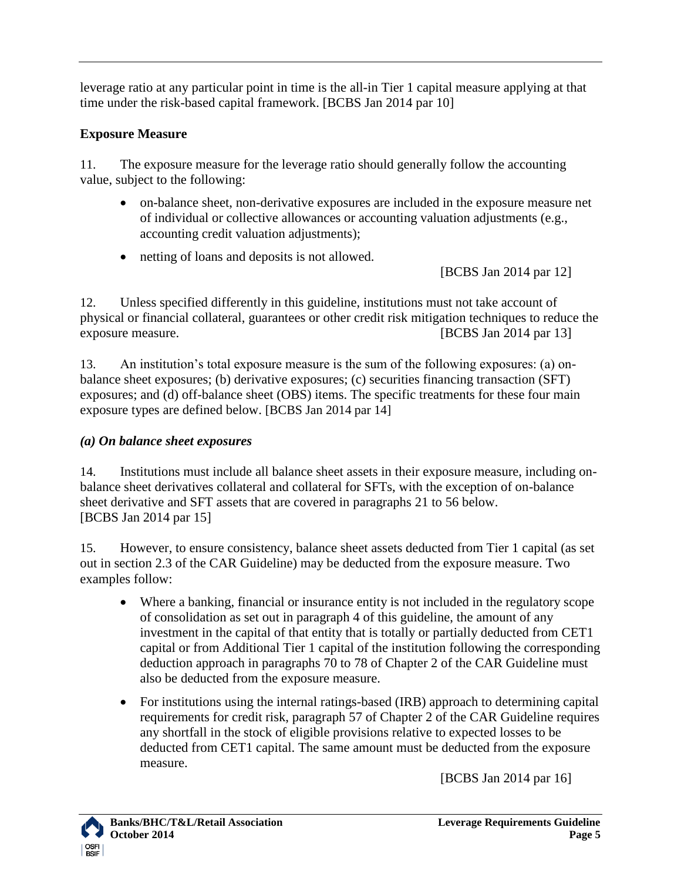leverage ratio at any particular point in time is the all-in Tier 1 capital measure applying at that time under the risk-based capital framework. [BCBS Jan 2014 par 10]

**Exposure Measure**

11. The exposure measure for the leverage ratio should generally follow the accounting value, subject to the following:

- on-balance sheet, non-derivative exposures are included in the exposure measure net of individual or collective allowances or accounting valuation adjustments (e.g., accounting credit valuation adjustments);
- netting of loans and deposits is not allowed.

[BCBS Jan 2014 par 12]

12. Unless specified differently in this guideline, institutions must not take account of physical or financial collateral, guarantees or other credit risk mitigation techniques to reduce the exposure measure. [BCBS Jan 2014 par 13]

13. An institution's total exposure measure is the sum of the following exposures: (a) on-balance sheet exposures; (b) derivative exposures; (c) securities financing transaction (SFT) exposures; and (d) off-balance sheet (OBS) items. The specific treatments for these four main exposure types are defined below. [BCBS Jan 2014 par 14]

***(a) On balance sheet exposures***

14. Institutions must include all balance sheet assets in their exposure measure, including on-balance sheet derivatives collateral and collateral for SFTs, with the exception of on-balance sheet derivative and SFT assets that are covered in paragraphs 21 to 56 below. [BCBS Jan 2014 par 15]

15. However, to ensure consistency, balance sheet assets deducted from Tier 1 capital (as set out in section 2.3 of the CAR Guideline) may be deducted from the exposure measure. Two examples follow:

- Where a banking, financial or insurance entity is not included in the regulatory scope of consolidation as set out in paragraph 4 of this guideline, the amount of any investment in the capital of that entity that is totally or partially deducted from CET1 capital or from Additional Tier 1 capital of the institution following the corresponding deduction approach in paragraphs 70 to 78 of Chapter 2 of the CAR Guideline must also be deducted from the exposure measure.
- For institutions using the internal ratings-based (IRB) approach to determining capital requirements for credit risk, paragraph 57 of Chapter 2 of the CAR Guideline requires any shortfall in the stock of eligible provisions relative to expected losses to be deducted from CET1 capital. The same amount must be deducted from the exposure measure.

[BCBS Jan 2014 par 16]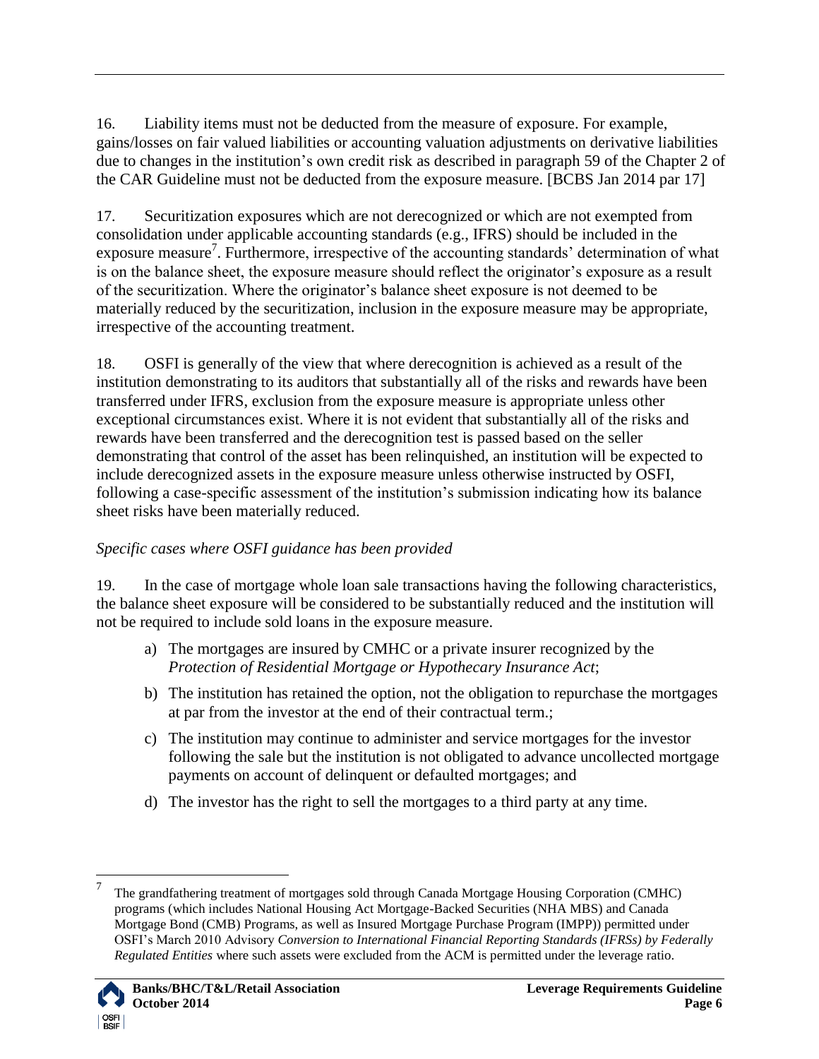16. Liability items must not be deducted from the measure of exposure. For example, gains/losses on fair valued liabilities or accounting valuation adjustments on derivative liabilities due to changes in the institution's own credit risk as described in paragraph 59 of the Chapter 2 of the CAR Guideline must not be deducted from the exposure measure. [BCBS Jan 2014 par 17]

17. Securitization exposures which are not derecognized or which are not exempted from consolidation under applicable accounting standards (e.g., IFRS) should be included in the exposure measure[7]. Furthermore, irrespective of the accounting standards' determination of what is on the balance sheet, the exposure measure should reflect the originator's exposure as a result of the securitization. Where the originator's balance sheet exposure is not deemed to be materially reduced by the securitization, inclusion in the exposure measure may be appropriate, irrespective of the accounting treatment.

18. OSFI is generally of the view that where derecognition is achieved as a result of the institution demonstrating to its auditors that substantially all of the risks and rewards have been transferred under IFRS, exclusion from the exposure measure is appropriate unless other exceptional circumstances exist. Where it is not evident that substantially all of the risks and rewards have been transferred and the derecognition test is passed based on the seller demonstrating that control of the asset has been relinquished, an institution will be expected to include derecognized assets in the exposure measure unless otherwise instructed by OSFI, following a case-specific assessment of the institution's submission indicating how its balance sheet risks have been materially reduced.

*Specific cases where OSFI guidance has been provided*

19. In the case of mortgage whole loan sale transactions having the following characteristics, the balance sheet exposure will be considered to be substantially reduced and the institution will not be required to include sold loans in the exposure measure.

a) The mortgages are insured by CMHC or a private insurer recognized by the *Protection of Residential Mortgage or Hypothecary Insurance Act*;

b) The institution has retained the option, not the obligation to repurchase the mortgages at par from the investor at the end of their contractual term.;

c) The institution may continue to administer and service mortgages for the investor following the sale but the institution is not obligated to advance uncollected mortgage payments on account of delinquent or defaulted mortgages; and

d) The investor has the right to sell the mortgages to a third party at any time.

---

[7] The grandfathering treatment of mortgages sold through Canada Mortgage Housing Corporation (CMHC) programs (which includes National Housing Act Mortgage-Backed Securities (NHA MBS) and Canada Mortgage Bond (CMB) Programs, as well as Insured Mortgage Purchase Program (IMPP)) permitted under OSFI's March 2010 Advisory *Conversion to International Financial Reporting Standards (IFRSs) by Federally Regulated Entities* where such assets were excluded from the ACM is permitted under the leverage ratio.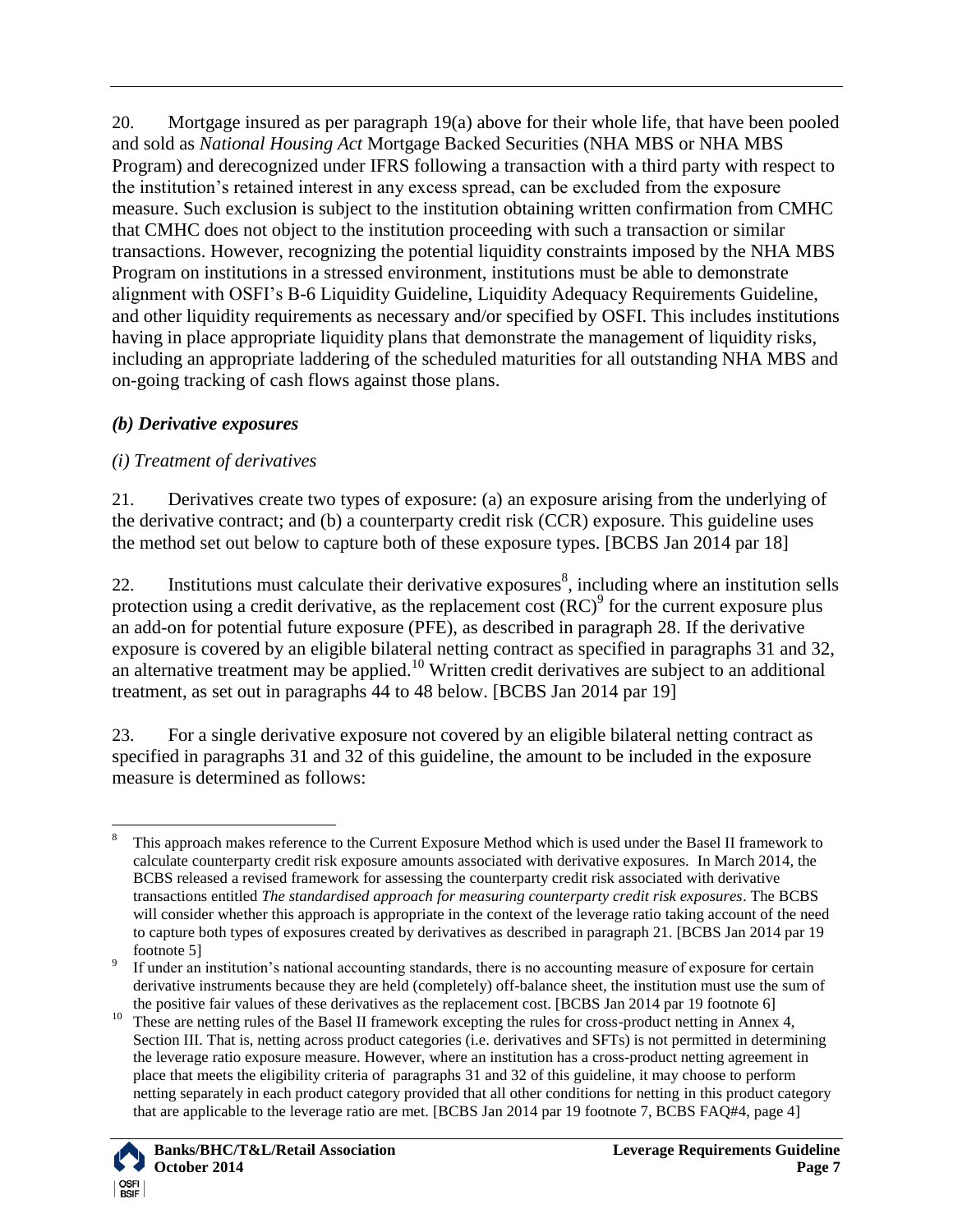20. Mortgage insured as per paragraph 19(a) above for their whole life, that have been pooled and sold as *National Housing Act* Mortgage Backed Securities (NHA MBS or NHA MBS Program) and derecognized under IFRS following a transaction with a third party with respect to the institution's retained interest in any excess spread, can be excluded from the exposure measure. Such exclusion is subject to the institution obtaining written confirmation from CMHC that CMHC does not object to the institution proceeding with such a transaction or similar transactions. However, recognizing the potential liquidity constraints imposed by the NHA MBS Program on institutions in a stressed environment, institutions must be able to demonstrate alignment with OSFI's B-6 Liquidity Guideline, Liquidity Adequacy Requirements Guideline, and other liquidity requirements as necessary and/or specified by OSFI. This includes institutions having in place appropriate liquidity plans that demonstrate the management of liquidity risks, including an appropriate laddering of the scheduled maturities for all outstanding NHA MBS and on-going tracking of cash flows against those plans.

### *(b) Derivative exposures*

#### *(i) Treatment of derivatives*

21. Derivatives create two types of exposure: (a) an exposure arising from the underlying of the derivative contract; and (b) a counterparty credit risk (CCR) exposure. This guideline uses the method set out below to capture both of these exposure types. [BCBS Jan 2014 par 18]

22. Institutions must calculate their derivative exposures[8], including where an institution sells protection using a credit derivative, as the replacement cost (RC)[9] for the current exposure plus an add-on for potential future exposure (PFE), as described in paragraph 28. If the derivative exposure is covered by an eligible bilateral netting contract as specified in paragraphs 31 and 32, an alternative treatment may be applied.[10] Written credit derivatives are subject to an additional treatment, as set out in paragraphs 44 to 48 below. [BCBS Jan 2014 par 19]

23. For a single derivative exposure not covered by an eligible bilateral netting contract as specified in paragraphs 31 and 32 of this guideline, the amount to be included in the exposure measure is determined as follows:

---

[8] This approach makes reference to the Current Exposure Method which is used under the Basel II framework to calculate counterparty credit risk exposure amounts associated with derivative exposures. In March 2014, the BCBS released a revised framework for assessing the counterparty credit risk associated with derivative transactions entitled *The standardised approach for measuring counterparty credit risk exposures*. The BCBS will consider whether this approach is appropriate in the context of the leverage ratio taking account of the need to capture both types of exposures created by derivatives as described in paragraph 21. [BCBS Jan 2014 par 19 footnote 5]

[9] If under an institution's national accounting standards, there is no accounting measure of exposure for certain derivative instruments because they are held (completely) off-balance sheet, the institution must use the sum of the positive fair values of these derivatives as the replacement cost. [BCBS Jan 2014 par 19 footnote 6]

[10] These are netting rules of the Basel II framework excepting the rules for cross-product netting in Annex 4, Section III. That is, netting across product categories (i.e. derivatives and SFTs) is not permitted in determining the leverage ratio exposure measure. However, where an institution has a cross-product netting agreement in place that meets the eligibility criteria of paragraphs 31 and 32 of this guideline, it may choose to perform netting separately in each product category provided that all other conditions for netting in this product category that are applicable to the leverage ratio are met. [BCBS Jan 2014 par 19 footnote 7, BCBS FAQ#4, page 4]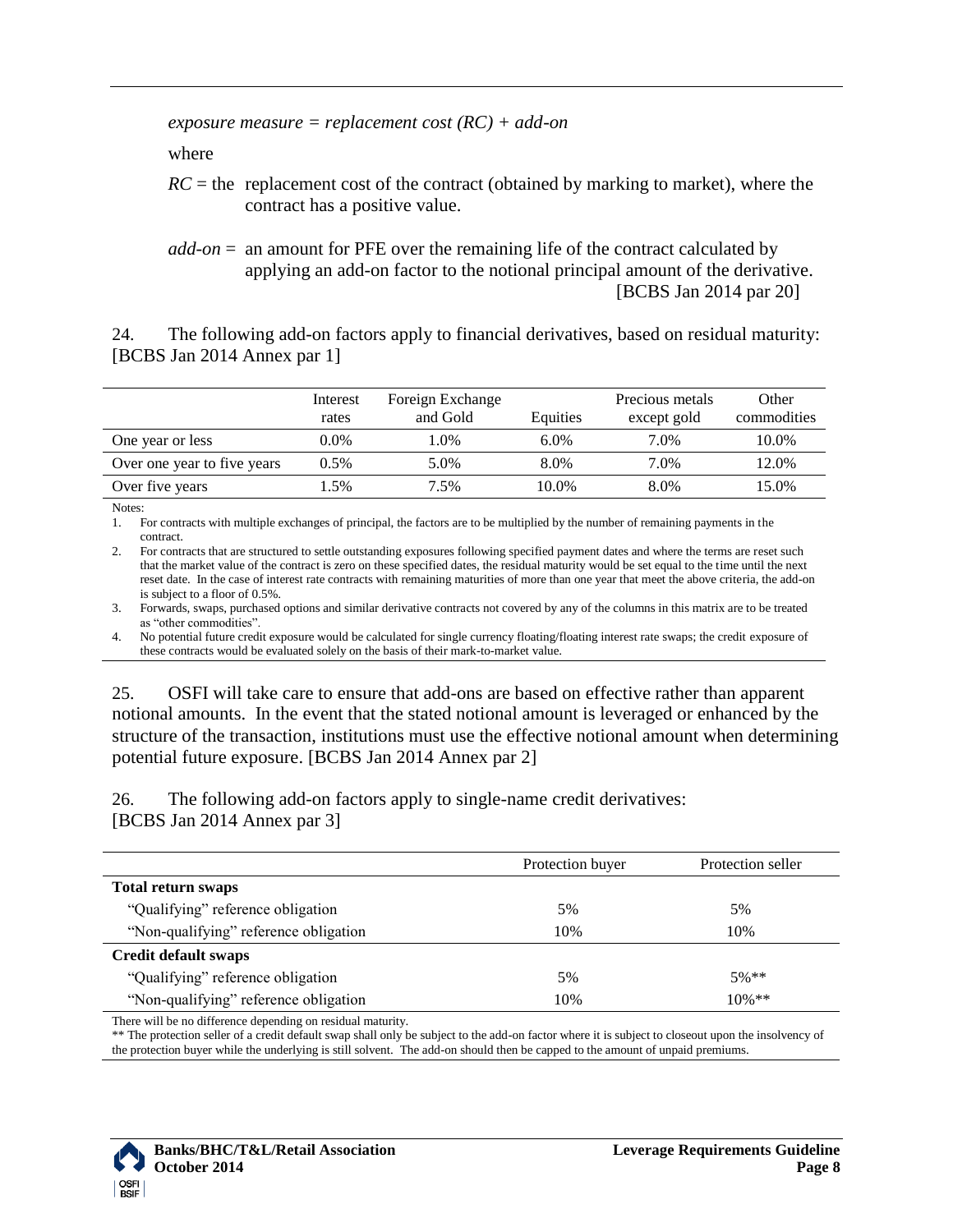*exposure measure = replacement cost (RC) + add-on*

where

*RC* = the replacement cost of the contract (obtained by marking to market), where the contract has a positive value.

*add-on* = an amount for PFE over the remaining life of the contract calculated by applying an add-on factor to the notional principal amount of the derivative. [BCBS Jan 2014 par 20]

24. The following add-on factors apply to financial derivatives, based on residual maturity: [BCBS Jan 2014 Annex par 1]

| | Interest rates | Foreign Exchange and Gold | Equities | Precious metals except gold | Other commodities |
|---|---|---|---|---|---|
| One year or less | 0.0% | 1.0% | 6.0% | 7.0% | 10.0% |
| Over one year to five years | 0.5% | 5.0% | 8.0% | 7.0% | 12.0% |
| Over five years | 1.5% | 7.5% | 10.0% | 8.0% | 15.0% |

Notes:

1. For contracts with multiple exchanges of principal, the factors are to be multiplied by the number of remaining payments in the contract.
2. For contracts that are structured to settle outstanding exposures following specified payment dates and where the terms are reset such that the market value of the contract is zero on these specified dates, the residual maturity would be set equal to the time until the next reset date. In the case of interest rate contracts with remaining maturities of more than one year that meet the above criteria, the add-on is subject to a floor of 0.5%.
3. Forwards, swaps, purchased options and similar derivative contracts not covered by any of the columns in this matrix are to be treated as "other commodities".
4. No potential future credit exposure would be calculated for single currency floating/floating interest rate swaps; the credit exposure of these contracts would be evaluated solely on the basis of their mark-to-market value.

25. OSFI will take care to ensure that add-ons are based on effective rather than apparent notional amounts. In the event that the stated notional amount is leveraged or enhanced by the structure of the transaction, institutions must use the effective notional amount when determining potential future exposure. [BCBS Jan 2014 Annex par 2]

26. The following add-on factors apply to single-name credit derivatives: [BCBS Jan 2014 Annex par 3]

| | Protection buyer | Protection seller |
|---|---|---|
| **Total return swaps** | | |
| "Qualifying" reference obligation | 5% | 5% |
| "Non-qualifying" reference obligation | 10% | 10% |
| **Credit default swaps** | | |
| "Qualifying" reference obligation | 5% | 5%** |
| "Non-qualifying" reference obligation | 10% | 10%** |

There will be no difference depending on residual maturity.

** The protection seller of a credit default swap shall only be subject to the add-on factor where it is subject to closeout upon the insolvency of the protection buyer while the underlying is still solvent. The add-on should then be capped to the amount of unpaid premiums.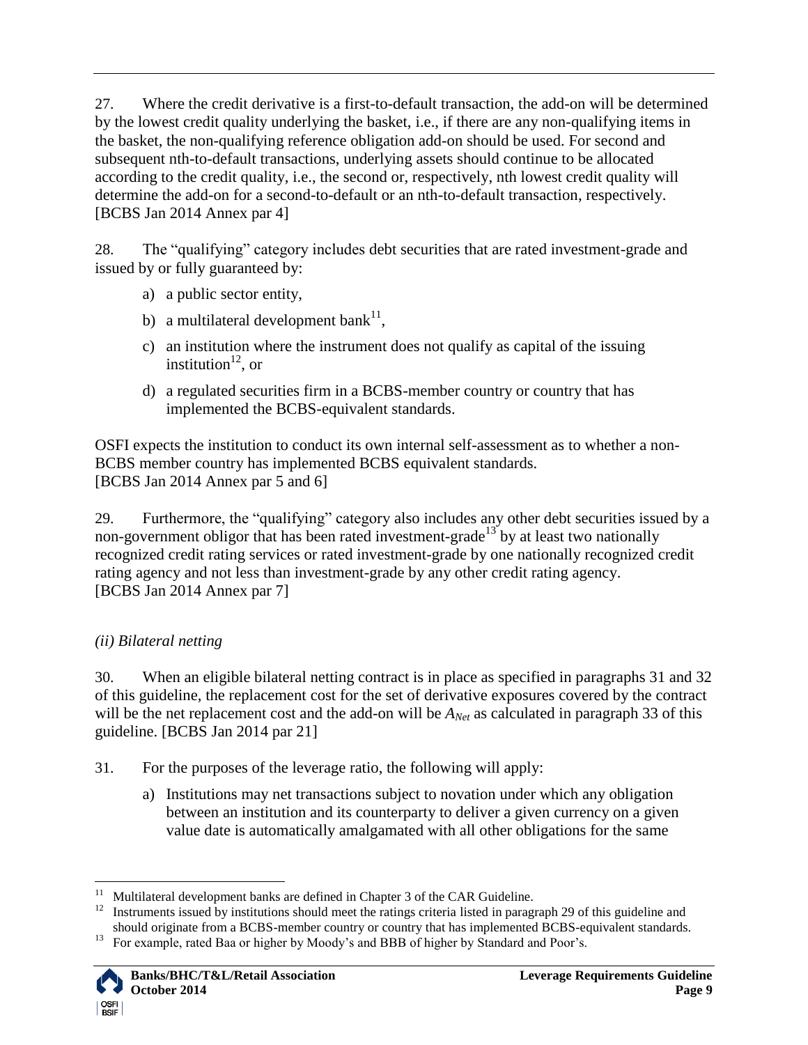27. Where the credit derivative is a first-to-default transaction, the add-on will be determined by the lowest credit quality underlying the basket, i.e., if there are any non-qualifying items in the basket, the non-qualifying reference obligation add-on should be used. For second and subsequent nth-to-default transactions, underlying assets should continue to be allocated according to the credit quality, i.e., the second or, respectively, nth lowest credit quality will determine the add-on for a second-to-default or an nth-to-default transaction, respectively. [BCBS Jan 2014 Annex par 4]

28. The "qualifying" category includes debt securities that are rated investment-grade and issued by or fully guaranteed by:

a) a public sector entity,

b) a multilateral development bank[11],

c) an institution where the instrument does not qualify as capital of the issuing institution[12], or

d) a regulated securities firm in a BCBS-member country or country that has implemented the BCBS-equivalent standards.

OSFI expects the institution to conduct its own internal self-assessment as to whether a non-BCBS member country has implemented BCBS equivalent standards. [BCBS Jan 2014 Annex par 5 and 6]

29. Furthermore, the "qualifying" category also includes any other debt securities issued by a non-government obligor that has been rated investment-grade[13] by at least two nationally recognized credit rating services or rated investment-grade by one nationally recognized credit rating agency and not less than investment-grade by any other credit rating agency. [BCBS Jan 2014 Annex par 7]

*(ii) Bilateral netting*

30. When an eligible bilateral netting contract is in place as specified in paragraphs 31 and 32 of this guideline, the replacement cost for the set of derivative exposures covered by the contract will be the net replacement cost and the add-on will be $A_{Net}$ as calculated in paragraph 33 of this guideline. [BCBS Jan 2014 par 21]

31. For the purposes of the leverage ratio, the following will apply:

a) Institutions may net transactions subject to novation under which any obligation between an institution and its counterparty to deliver a given currency on a given value date is automatically amalgamated with all other obligations for the same

---

[11] Multilateral development banks are defined in Chapter 3 of the CAR Guideline.

[12] Instruments issued by institutions should meet the ratings criteria listed in paragraph 29 of this guideline and should originate from a BCBS-member country or country that has implemented BCBS-equivalent standards.

[13] For example, rated Baa or higher by Moody's and BBB of higher by Standard and Poor's.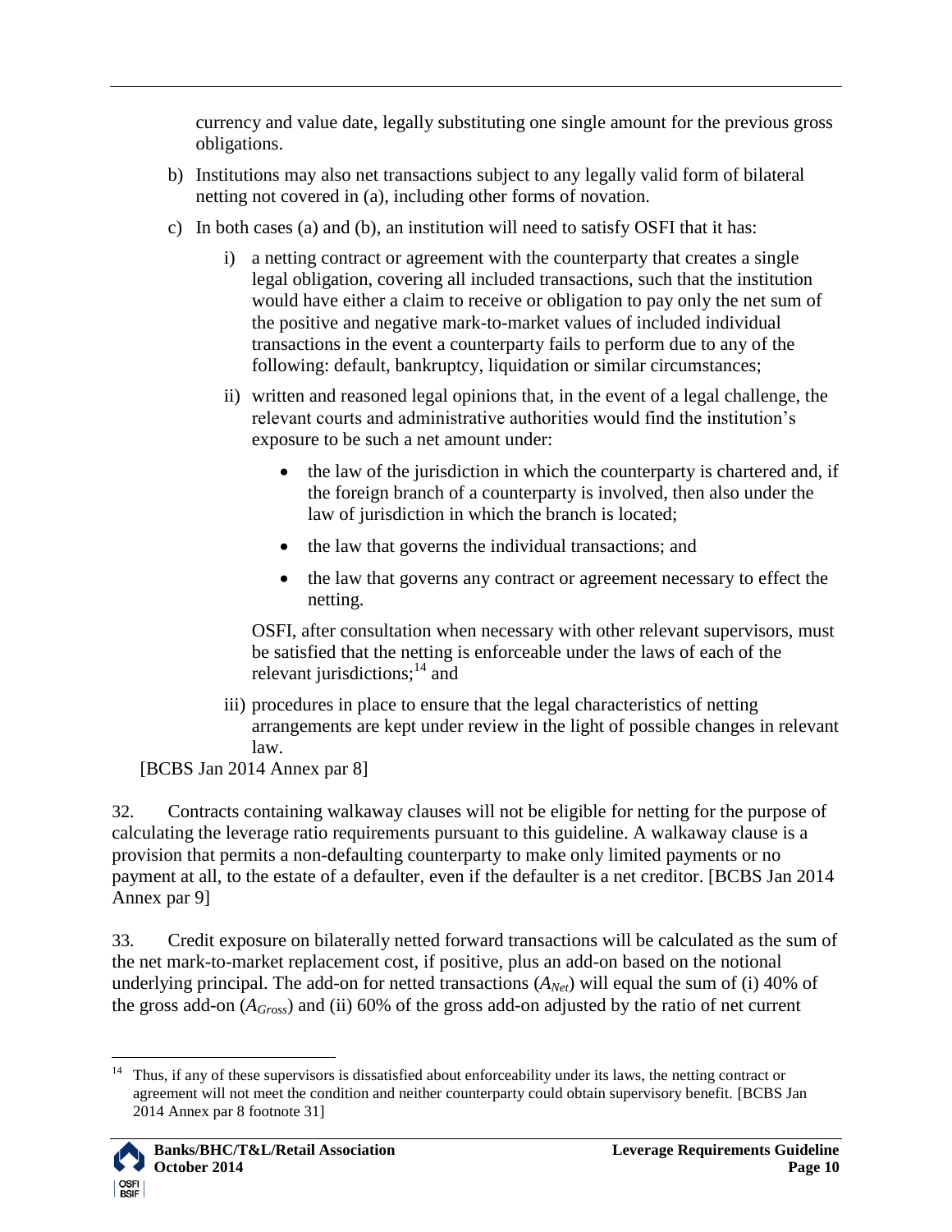currency and value date, legally substituting one single amount for the previous gross obligations.

b) Institutions may also net transactions subject to any legally valid form of bilateral netting not covered in (a), including other forms of novation.

c) In both cases (a) and (b), an institution will need to satisfy OSFI that it has:

   i) a netting contract or agreement with the counterparty that creates a single legal obligation, covering all included transactions, such that the institution would have either a claim to receive or obligation to pay only the net sum of the positive and negative mark-to-market values of included individual transactions in the event a counterparty fails to perform due to any of the following: default, bankruptcy, liquidation or similar circumstances;

   ii) written and reasoned legal opinions that, in the event of a legal challenge, the relevant courts and administrative authorities would find the institution's exposure to be such a net amount under:

      - the law of the jurisdiction in which the counterparty is chartered and, if the foreign branch of a counterparty is involved, then also under the law of jurisdiction in which the branch is located;
      - the law that governs the individual transactions; and
      - the law that governs any contract or agreement necessary to effect the netting.

      OSFI, after consultation when necessary with other relevant supervisors, must be satisfied that the netting is enforceable under the laws of each of the relevant jurisdictions;[14] and

   iii) procedures in place to ensure that the legal characteristics of netting arrangements are kept under review in the light of possible changes in relevant law.

[BCBS Jan 2014 Annex par 8]

32. Contracts containing walkaway clauses will not be eligible for netting for the purpose of calculating the leverage ratio requirements pursuant to this guideline. A walkaway clause is a provision that permits a non-defaulting counterparty to make only limited payments or no payment at all, to the estate of a defaulter, even if the defaulter is a net creditor. [BCBS Jan 2014 Annex par 9]

33. Credit exposure on bilaterally netted forward transactions will be calculated as the sum of the net mark-to-market replacement cost, if positive, plus an add-on based on the notional underlying principal. The add-on for netted transactions ($A_{Net}$) will equal the sum of (i) 40% of the gross add-on ($A_{Gross}$) and (ii) 60% of the gross add-on adjusted by the ratio of net current

[14] Thus, if any of these supervisors is dissatisfied about enforceability under its laws, the netting contract or agreement will not meet the condition and neither counterparty could obtain supervisory benefit. [BCBS Jan 2014 Annex par 8 footnote 31]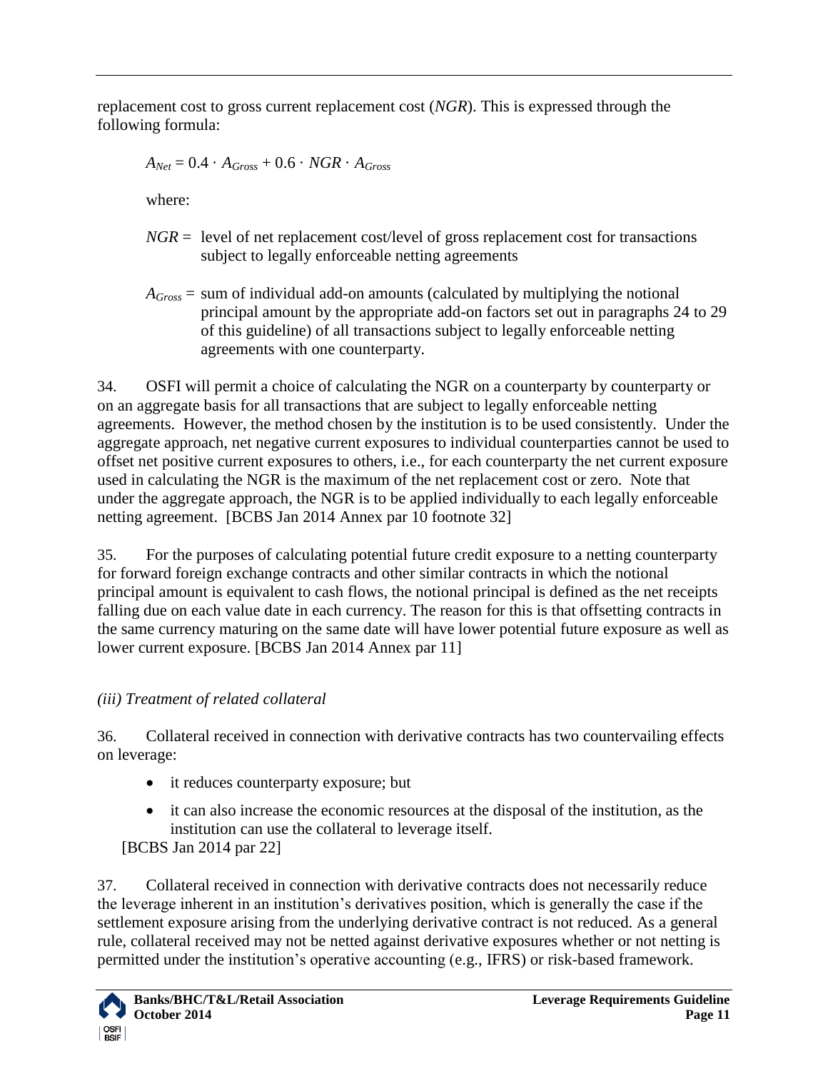replacement cost to gross current replacement cost (*NGR*). This is expressed through the following formula:

$$A_{Net} = 0.4 \cdot A_{Gross} + 0.6 \cdot NGR \cdot A_{Gross}$$

where:

$NGR$ = level of net replacement cost/level of gross replacement cost for transactions subject to legally enforceable netting agreements

$A_{Gross}$ = sum of individual add-on amounts (calculated by multiplying the notional principal amount by the appropriate add-on factors set out in paragraphs 24 to 29 of this guideline) of all transactions subject to legally enforceable netting agreements with one counterparty.

34. OSFI will permit a choice of calculating the NGR on a counterparty by counterparty or on an aggregate basis for all transactions that are subject to legally enforceable netting agreements. However, the method chosen by the institution is to be used consistently. Under the aggregate approach, net negative current exposures to individual counterparties cannot be used to offset net positive current exposures to others, i.e., for each counterparty the net current exposure used in calculating the NGR is the maximum of the net replacement cost or zero. Note that under the aggregate approach, the NGR is to be applied individually to each legally enforceable netting agreement. [BCBS Jan 2014 Annex par 10 footnote 32]

35. For the purposes of calculating potential future credit exposure to a netting counterparty for forward foreign exchange contracts and other similar contracts in which the notional principal amount is equivalent to cash flows, the notional principal is defined as the net receipts falling due on each value date in each currency. The reason for this is that offsetting contracts in the same currency maturing on the same date will have lower potential future exposure as well as lower current exposure. [BCBS Jan 2014 Annex par 11]

*(iii) Treatment of related collateral*

36. Collateral received in connection with derivative contracts has two countervailing effects on leverage:

- it reduces counterparty exposure; but
- it can also increase the economic resources at the disposal of the institution, as the institution can use the collateral to leverage itself.

[BCBS Jan 2014 par 22]

37. Collateral received in connection with derivative contracts does not necessarily reduce the leverage inherent in an institution's derivatives position, which is generally the case if the settlement exposure arising from the underlying derivative contract is not reduced. As a general rule, collateral received may not be netted against derivative exposures whether or not netting is permitted under the institution's operative accounting (e.g., IFRS) or risk-based framework.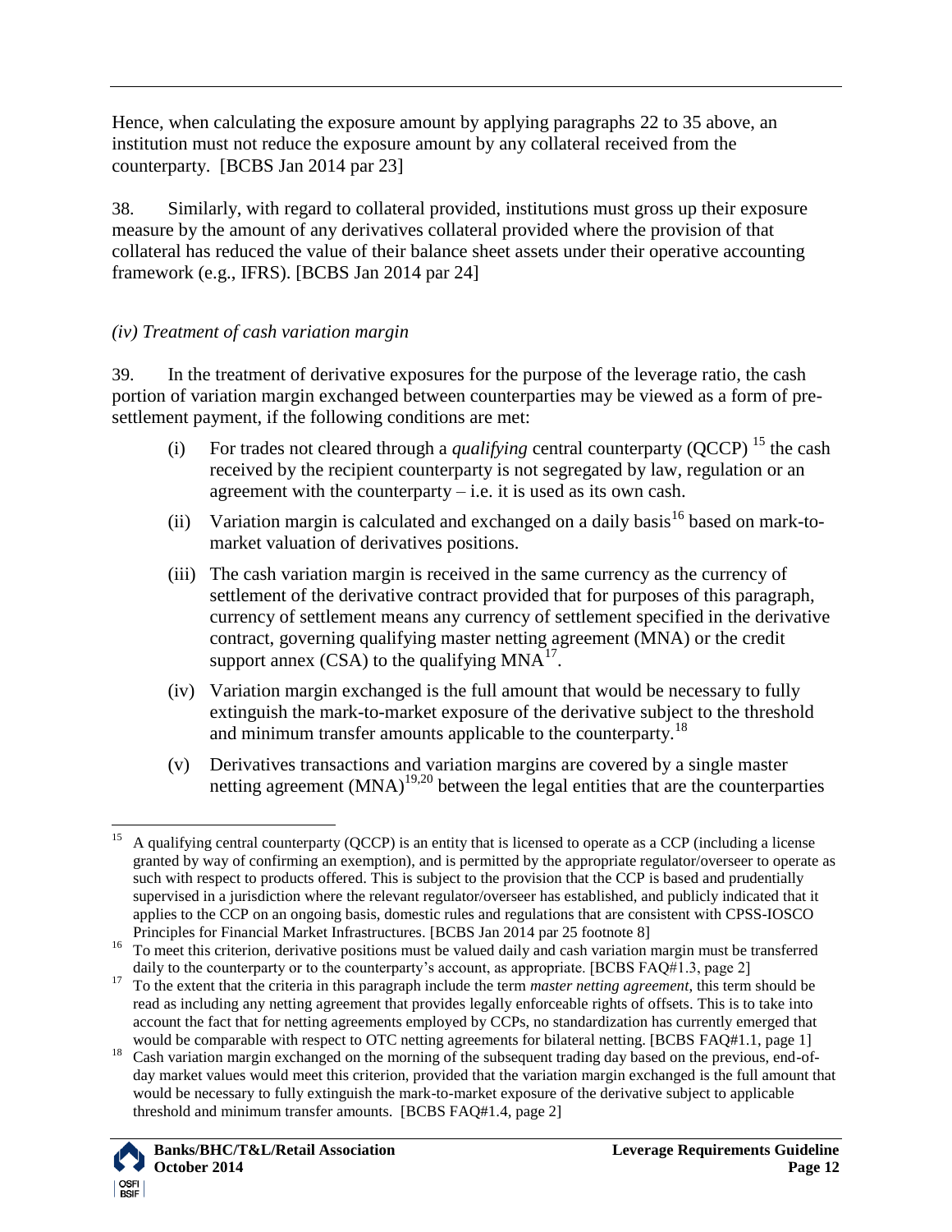Hence, when calculating the exposure amount by applying paragraphs 22 to 35 above, an institution must not reduce the exposure amount by any collateral received from the counterparty. [BCBS Jan 2014 par 23]

38. Similarly, with regard to collateral provided, institutions must gross up their exposure measure by the amount of any derivatives collateral provided where the provision of that collateral has reduced the value of their balance sheet assets under their operative accounting framework (e.g., IFRS). [BCBS Jan 2014 par 24]

### *(iv) Treatment of cash variation margin*

39. In the treatment of derivative exposures for the purpose of the leverage ratio, the cash portion of variation margin exchanged between counterparties may be viewed as a form of pre-settlement payment, if the following conditions are met:

(i) For trades not cleared through a *qualifying* central counterparty (QCCP) [15] the cash received by the recipient counterparty is not segregated by law, regulation or an agreement with the counterparty – i.e. it is used as its own cash.

(ii) Variation margin is calculated and exchanged on a daily basis[16] based on mark-to-market valuation of derivatives positions.

(iii) The cash variation margin is received in the same currency as the currency of settlement of the derivative contract provided that for purposes of this paragraph, currency of settlement means any currency of settlement specified in the derivative contract, governing qualifying master netting agreement (MNA) or the credit support annex (CSA) to the qualifying MNA[17].

(iv) Variation margin exchanged is the full amount that would be necessary to fully extinguish the mark-to-market exposure of the derivative subject to the threshold and minimum transfer amounts applicable to the counterparty.[18]

(v) Derivatives transactions and variation margins are covered by a single master netting agreement (MNA)[19,20] between the legal entities that are the counterparties

---

[15] A qualifying central counterparty (QCCP) is an entity that is licensed to operate as a CCP (including a license granted by way of confirming an exemption), and is permitted by the appropriate regulator/overseer to operate as such with respect to products offered. This is subject to the provision that the CCP is based and prudentially supervised in a jurisdiction where the relevant regulator/overseer has established, and publicly indicated that it applies to the CCP on an ongoing basis, domestic rules and regulations that are consistent with CPSS-IOSCO Principles for Financial Market Infrastructures. [BCBS Jan 2014 par 25 footnote 8]

[16] To meet this criterion, derivative positions must be valued daily and cash variation margin must be transferred daily to the counterparty or to the counterparty's account, as appropriate. [BCBS FAQ#1.3, page 2]

[17] To the extent that the criteria in this paragraph include the term *master netting agreement*, this term should be read as including any netting agreement that provides legally enforceable rights of offsets. This is to take into account the fact that for netting agreements employed by CCPs, no standardization has currently emerged that would be comparable with respect to OTC netting agreements for bilateral netting. [BCBS FAQ#1.1, page 1]

[18] Cash variation margin exchanged on the morning of the subsequent trading day based on the previous, end-of-day market values would meet this criterion, provided that the variation margin exchanged is the full amount that would be necessary to fully extinguish the mark-to-market exposure of the derivative subject to applicable threshold and minimum transfer amounts. [BCBS FAQ#1.4, page 2]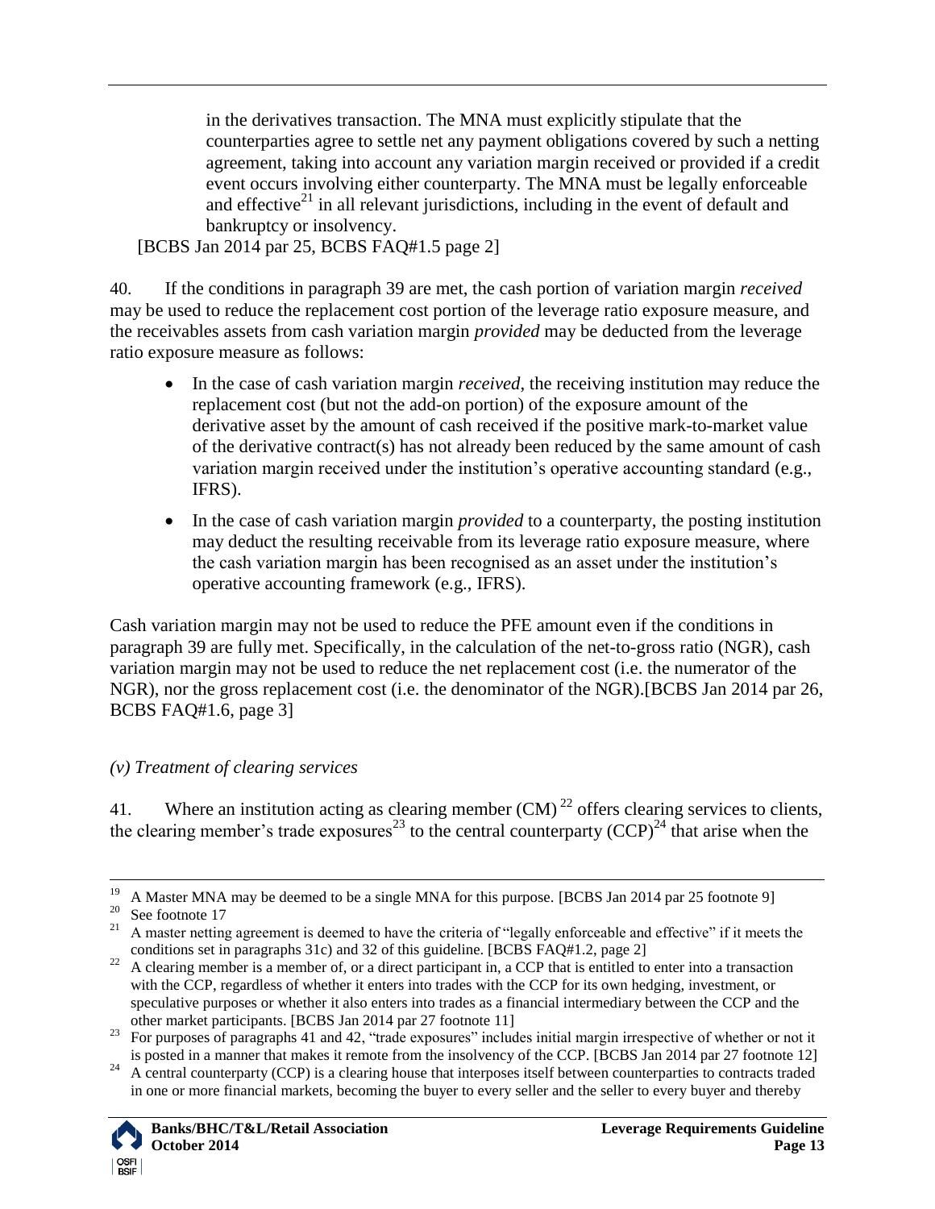in the derivatives transaction. The MNA must explicitly stipulate that the counterparties agree to settle net any payment obligations covered by such a netting agreement, taking into account any variation margin received or provided if a credit event occurs involving either counterparty. The MNA must be legally enforceable and effective[21] in all relevant jurisdictions, including in the event of default and bankruptcy or insolvency.

[BCBS Jan 2014 par 25, BCBS FAQ#1.5 page 2]

40. If the conditions in paragraph 39 are met, the cash portion of variation margin *received* may be used to reduce the replacement cost portion of the leverage ratio exposure measure, and the receivables assets from cash variation margin *provided* may be deducted from the leverage ratio exposure measure as follows:

- In the case of cash variation margin *received*, the receiving institution may reduce the replacement cost (but not the add-on portion) of the exposure amount of the derivative asset by the amount of cash received if the positive mark-to-market value of the derivative contract(s) has not already been reduced by the same amount of cash variation margin received under the institution's operative accounting standard (e.g., IFRS).
- In the case of cash variation margin *provided* to a counterparty, the posting institution may deduct the resulting receivable from its leverage ratio exposure measure, where the cash variation margin has been recognised as an asset under the institution's operative accounting framework (e.g., IFRS).

Cash variation margin may not be used to reduce the PFE amount even if the conditions in paragraph 39 are fully met. Specifically, in the calculation of the net-to-gross ratio (NGR), cash variation margin may not be used to reduce the net replacement cost (i.e. the numerator of the NGR), nor the gross replacement cost (i.e. the denominator of the NGR).[BCBS Jan 2014 par 26, BCBS FAQ#1.6, page 3]

*(v) Treatment of clearing services*

41. Where an institution acting as clearing member (CM)[22] offers clearing services to clients, the clearing member's trade exposures[23] to the central counterparty (CCP)[24] that arise when the

---

[19] A Master MNA may be deemed to be a single MNA for this purpose. [BCBS Jan 2014 par 25 footnote 9]

[20] See footnote 17

[21] A master netting agreement is deemed to have the criteria of "legally enforceable and effective" if it meets the conditions set in paragraphs 31c) and 32 of this guideline. [BCBS FAQ#1.2, page 2]

[22] A clearing member is a member of, or a direct participant in, a CCP that is entitled to enter into a transaction with the CCP, regardless of whether it enters into trades with the CCP for its own hedging, investment, or speculative purposes or whether it also enters into trades as a financial intermediary between the CCP and the other market participants. [BCBS Jan 2014 par 27 footnote 11]

[23] For purposes of paragraphs 41 and 42, "trade exposures" includes initial margin irrespective of whether or not it is posted in a manner that makes it remote from the insolvency of the CCP. [BCBS Jan 2014 par 27 footnote 12]

[24] A central counterparty (CCP) is a clearing house that interposes itself between counterparties to contracts traded in one or more financial markets, becoming the buyer to every seller and the seller to every buyer and thereby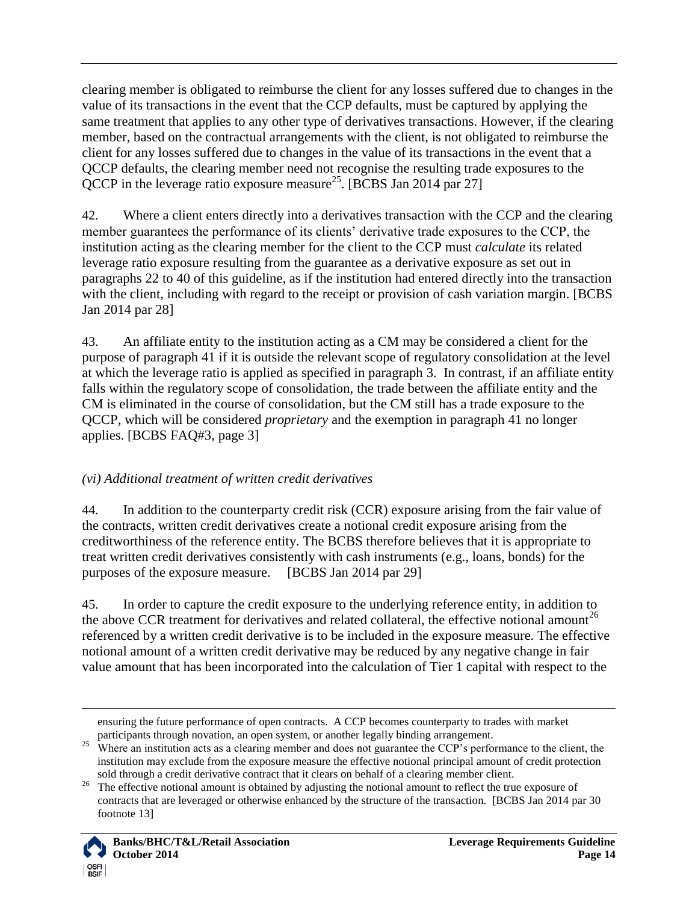clearing member is obligated to reimburse the client for any losses suffered due to changes in the value of its transactions in the event that the CCP defaults, must be captured by applying the same treatment that applies to any other type of derivatives transactions. However, if the clearing member, based on the contractual arrangements with the client, is not obligated to reimburse the client for any losses suffered due to changes in the value of its transactions in the event that a QCCP defaults, the clearing member need not recognise the resulting trade exposures to the QCCP in the leverage ratio exposure measure[25]. [BCBS Jan 2014 par 27]

42. Where a client enters directly into a derivatives transaction with the CCP and the clearing member guarantees the performance of its clients' derivative trade exposures to the CCP, the institution acting as the clearing member for the client to the CCP must *calculate* its related leverage ratio exposure resulting from the guarantee as a derivative exposure as set out in paragraphs 22 to 40 of this guideline, as if the institution had entered directly into the transaction with the client, including with regard to the receipt or provision of cash variation margin. [BCBS Jan 2014 par 28]

43. An affiliate entity to the institution acting as a CM may be considered a client for the purpose of paragraph 41 if it is outside the relevant scope of regulatory consolidation at the level at which the leverage ratio is applied as specified in paragraph 3. In contrast, if an affiliate entity falls within the regulatory scope of consolidation, the trade between the affiliate entity and the CM is eliminated in the course of consolidation, but the CM still has a trade exposure to the QCCP, which will be considered *proprietary* and the exemption in paragraph 41 no longer applies. [BCBS FAQ#3, page 3]

### *(vi) Additional treatment of written credit derivatives*

44. In addition to the counterparty credit risk (CCR) exposure arising from the fair value of the contracts, written credit derivatives create a notional credit exposure arising from the creditworthiness of the reference entity. The BCBS therefore believes that it is appropriate to treat written credit derivatives consistently with cash instruments (e.g., loans, bonds) for the purposes of the exposure measure. [BCBS Jan 2014 par 29]

45. In order to capture the credit exposure to the underlying reference entity, in addition to the above CCR treatment for derivatives and related collateral, the effective notional amount[26] referenced by a written credit derivative is to be included in the exposure measure. The effective notional amount of a written credit derivative may be reduced by any negative change in fair value amount that has been incorporated into the calculation of Tier 1 capital with respect to the

---

ensuring the future performance of open contracts. A CCP becomes counterparty to trades with market participants through novation, an open system, or another legally binding arrangement.

[25] Where an institution acts as a clearing member and does not guarantee the CCP's performance to the client, the institution may exclude from the exposure measure the effective notional principal amount of credit protection sold through a credit derivative contract that it clears on behalf of a clearing member client.

[26] The effective notional amount is obtained by adjusting the notional amount to reflect the true exposure of contracts that are leveraged or otherwise enhanced by the structure of the transaction. [BCBS Jan 2014 par 30 footnote 13]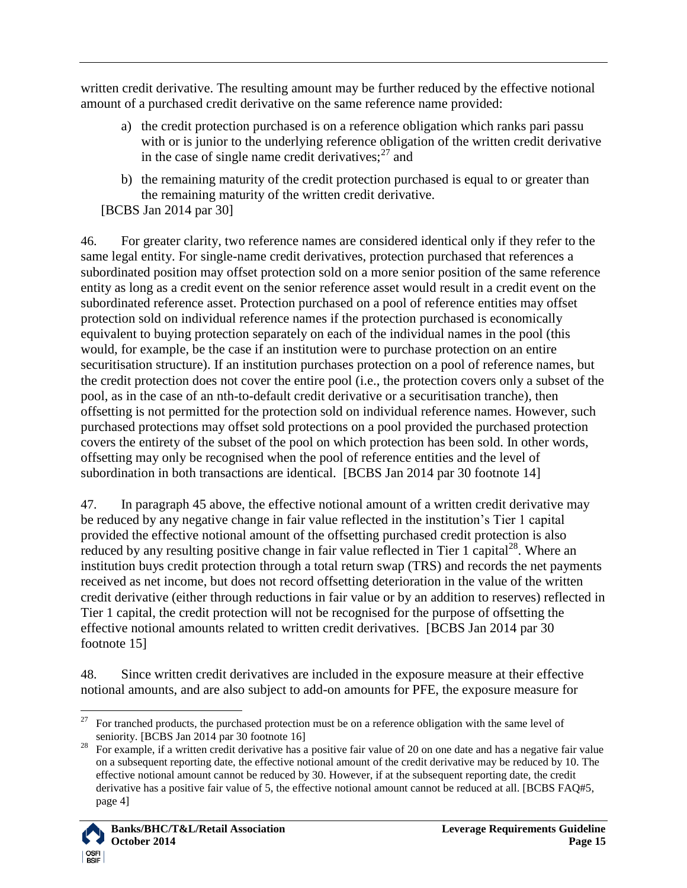written credit derivative. The resulting amount may be further reduced by the effective notional amount of a purchased credit derivative on the same reference name provided:

a) the credit protection purchased is on a reference obligation which ranks pari passu with or is junior to the underlying reference obligation of the written credit derivative in the case of single name credit derivatives;[27] and

b) the remaining maturity of the credit protection purchased is equal to or greater than the remaining maturity of the written credit derivative.

[BCBS Jan 2014 par 30]

46. For greater clarity, two reference names are considered identical only if they refer to the same legal entity. For single-name credit derivatives, protection purchased that references a subordinated position may offset protection sold on a more senior position of the same reference entity as long as a credit event on the senior reference asset would result in a credit event on the subordinated reference asset. Protection purchased on a pool of reference entities may offset protection sold on individual reference names if the protection purchased is economically equivalent to buying protection separately on each of the individual names in the pool (this would, for example, be the case if an institution were to purchase protection on an entire securitisation structure). If an institution purchases protection on a pool of reference names, but the credit protection does not cover the entire pool (i.e., the protection covers only a subset of the pool, as in the case of an nth-to-default credit derivative or a securitisation tranche), then offsetting is not permitted for the protection sold on individual reference names. However, such purchased protections may offset sold protections on a pool provided the purchased protection covers the entirety of the subset of the pool on which protection has been sold. In other words, offsetting may only be recognised when the pool of reference entities and the level of subordination in both transactions are identical. [BCBS Jan 2014 par 30 footnote 14]

47. In paragraph 45 above, the effective notional amount of a written credit derivative may be reduced by any negative change in fair value reflected in the institution's Tier 1 capital provided the effective notional amount of the offsetting purchased credit protection is also reduced by any resulting positive change in fair value reflected in Tier 1 capital[28]. Where an institution buys credit protection through a total return swap (TRS) and records the net payments received as net income, but does not record offsetting deterioration in the value of the written credit derivative (either through reductions in fair value or by an addition to reserves) reflected in Tier 1 capital, the credit protection will not be recognised for the purpose of offsetting the effective notional amounts related to written credit derivatives. [BCBS Jan 2014 par 30 footnote 15]

48. Since written credit derivatives are included in the exposure measure at their effective notional amounts, and are also subject to add-on amounts for PFE, the exposure measure for

---

[27] For tranched products, the purchased protection must be on a reference obligation with the same level of seniority. [BCBS Jan 2014 par 30 footnote 16]

[28] For example, if a written credit derivative has a positive fair value of 20 on one date and has a negative fair value on a subsequent reporting date, the effective notional amount of the credit derivative may be reduced by 10. The effective notional amount cannot be reduced by 30. However, if at the subsequent reporting date, the credit derivative has a positive fair value of 5, the effective notional amount cannot be reduced at all. [BCBS FAQ#5, page 4]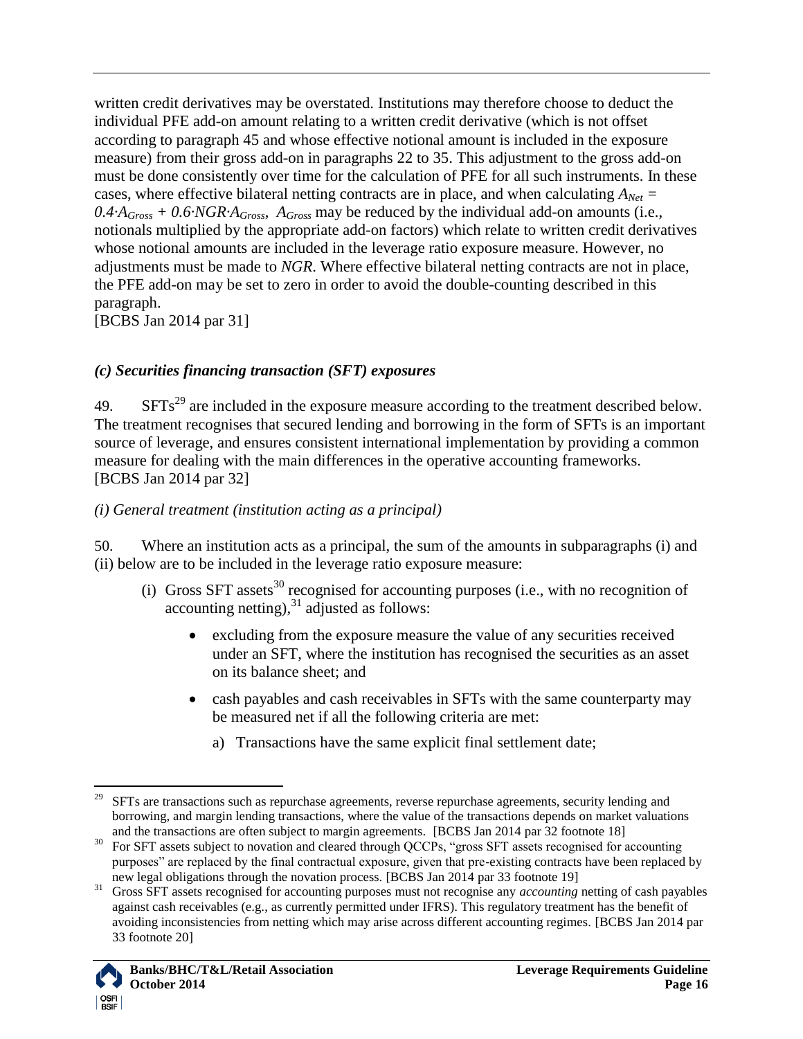written credit derivatives may be overstated. Institutions may therefore choose to deduct the individual PFE add-on amount relating to a written credit derivative (which is not offset according to paragraph 45 and whose effective notional amount is included in the exposure measure) from their gross add-on in paragraphs 22 to 35. This adjustment to the gross add-on must be done consistently over time for the calculation of PFE for all such instruments. In these cases, where effective bilateral netting contracts are in place, and when calculating $A_{Net} = 0.4 \cdot A_{Gross} + 0.6 \cdot NGR \cdot A_{Gross}$, $A_{Gross}$ may be reduced by the individual add-on amounts (i.e., notionals multiplied by the appropriate add-on factors) which relate to written credit derivatives whose notional amounts are included in the leverage ratio exposure measure. However, no adjustments must be made to *NGR*. Where effective bilateral netting contracts are not in place, the PFE add-on may be set to zero in order to avoid the double-counting described in this paragraph.
[BCBS Jan 2014 par 31]

### *(c) Securities financing transaction (SFT) exposures*

49. SFTs[29] are included in the exposure measure according to the treatment described below. The treatment recognises that secured lending and borrowing in the form of SFTs is an important source of leverage, and ensures consistent international implementation by providing a common measure for dealing with the main differences in the operative accounting frameworks.
[BCBS Jan 2014 par 32]

*(i) General treatment (institution acting as a principal)*

50. Where an institution acts as a principal, the sum of the amounts in subparagraphs (i) and (ii) below are to be included in the leverage ratio exposure measure:

(i) Gross SFT assets[30] recognised for accounting purposes (i.e., with no recognition of accounting netting),[31] adjusted as follows:

- excluding from the exposure measure the value of any securities received under an SFT, where the institution has recognised the securities as an asset on its balance sheet; and
- cash payables and cash receivables in SFTs with the same counterparty may be measured net if all the following criteria are met:
  a) Transactions have the same explicit final settlement date;

---

[29] SFTs are transactions such as repurchase agreements, reverse repurchase agreements, security lending and borrowing, and margin lending transactions, where the value of the transactions depends on market valuations and the transactions are often subject to margin agreements. [BCBS Jan 2014 par 32 footnote 18]

[30] For SFT assets subject to novation and cleared through QCCPs, "gross SFT assets recognised for accounting purposes" are replaced by the final contractual exposure, given that pre-existing contracts have been replaced by new legal obligations through the novation process. [BCBS Jan 2014 par 33 footnote 19]

[31] Gross SFT assets recognised for accounting purposes must not recognise any *accounting* netting of cash payables against cash receivables (e.g., as currently permitted under IFRS). This regulatory treatment has the benefit of avoiding inconsistencies from netting which may arise across different accounting regimes. [BCBS Jan 2014 par 33 footnote 20]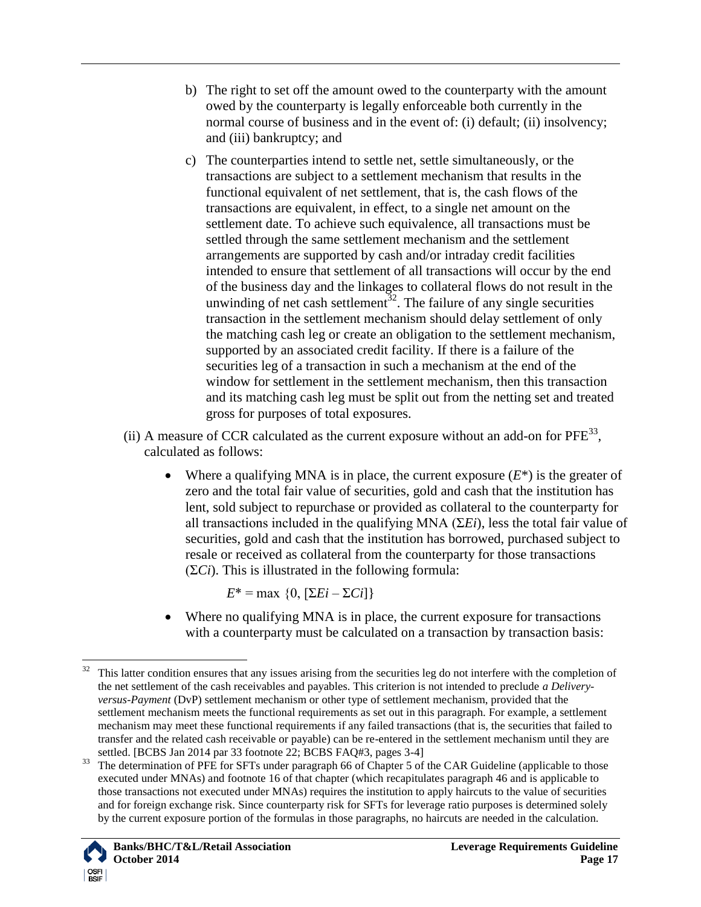b) The right to set off the amount owed to the counterparty with the amount owed by the counterparty is legally enforceable both currently in the normal course of business and in the event of: (i) default; (ii) insolvency; and (iii) bankruptcy; and

c) The counterparties intend to settle net, settle simultaneously, or the transactions are subject to a settlement mechanism that results in the functional equivalent of net settlement, that is, the cash flows of the transactions are equivalent, in effect, to a single net amount on the settlement date. To achieve such equivalence, all transactions must be settled through the same settlement mechanism and the settlement arrangements are supported by cash and/or intraday credit facilities intended to ensure that settlement of all transactions will occur by the end of the business day and the linkages to collateral flows do not result in the unwinding of net cash settlement[32]. The failure of any single securities transaction in the settlement mechanism should delay settlement of only the matching cash leg or create an obligation to the settlement mechanism, supported by an associated credit facility. If there is a failure of the securities leg of a transaction in such a mechanism at the end of the window for settlement in the settlement mechanism, then this transaction and its matching cash leg must be split out from the netting set and treated gross for purposes of total exposures.

(ii) A measure of CCR calculated as the current exposure without an add-on for PFE[33], calculated as follows:

- Where a qualifying MNA is in place, the current exposure ($E^*$) is the greater of zero and the total fair value of securities, gold and cash that the institution has lent, sold subject to repurchase or provided as collateral to the counterparty for all transactions included in the qualifying MNA ($\Sigma Ei$), less the total fair value of securities, gold and cash that the institution has borrowed, purchased subject to resale or received as collateral from the counterparty for those transactions ($\Sigma Ci$). This is illustrated in the following formula:

$$E^* = \max \{0, [\Sigma Ei - \Sigma Ci]\}$$

- Where no qualifying MNA is in place, the current exposure for transactions with a counterparty must be calculated on a transaction by transaction basis:

---

[32] This latter condition ensures that any issues arising from the securities leg do not interfere with the completion of the net settlement of the cash receivables and payables. This criterion is not intended to preclude *a Delivery-versus-Payment* (DvP) settlement mechanism or other type of settlement mechanism, provided that the settlement mechanism meets the functional requirements as set out in this paragraph. For example, a settlement mechanism may meet these functional requirements if any failed transactions (that is, the securities that failed to transfer and the related cash receivable or payable) can be re-entered in the settlement mechanism until they are settled. [BCBS Jan 2014 par 33 footnote 22; BCBS FAQ#3, pages 3-4]

[33] The determination of PFE for SFTs under paragraph 66 of Chapter 5 of the CAR Guideline (applicable to those executed under MNAs) and footnote 16 of that chapter (which recapitulates paragraph 46 and is applicable to those transactions not executed under MNAs) requires the institution to apply haircuts to the value of securities and for foreign exchange risk. Since counterparty risk for SFTs for leverage ratio purposes is determined solely by the current exposure portion of the formulas in those paragraphs, no haircuts are needed in the calculation.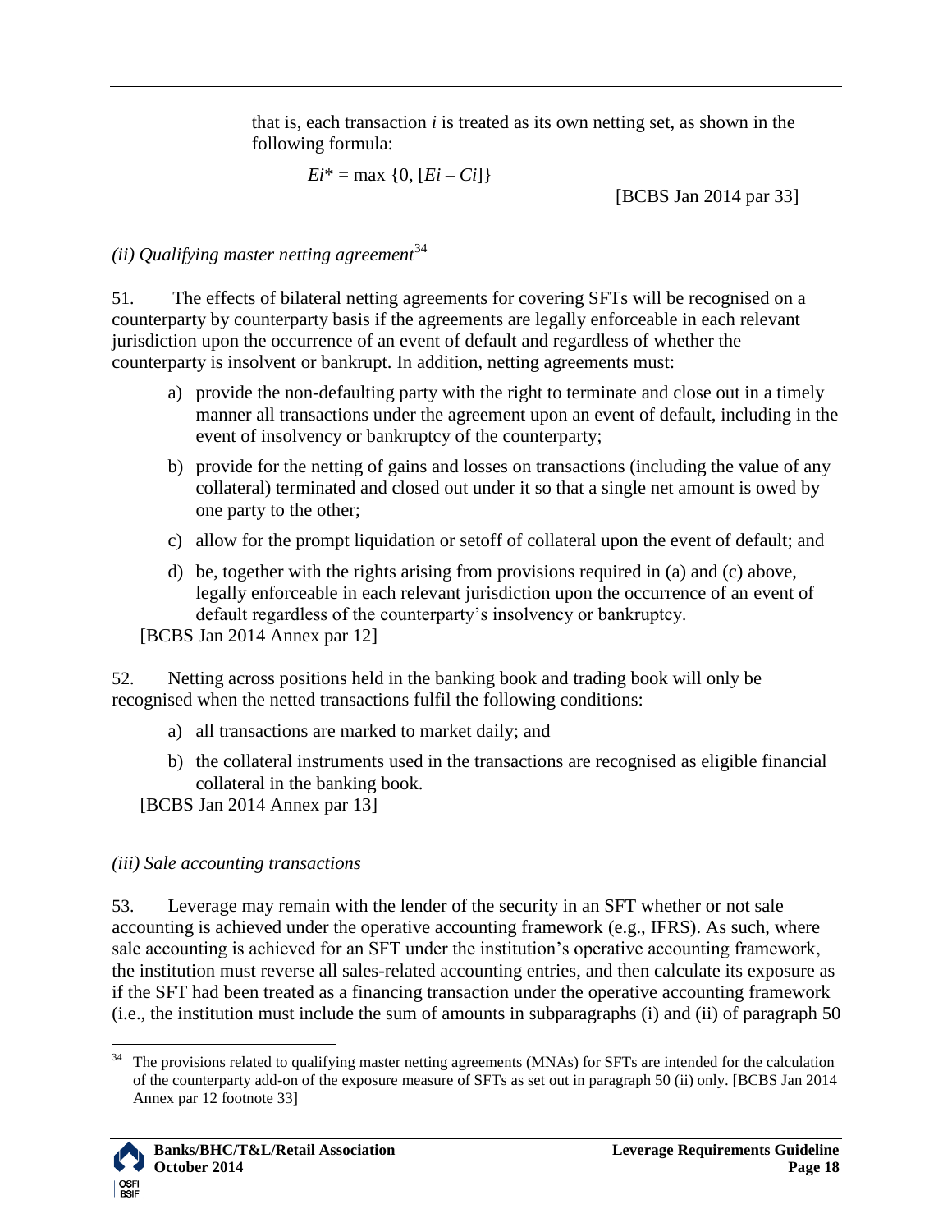that is, each transaction *i* is treated as its own netting set, as shown in the following formula:

$$E_i^* = \max\{0, [E_i - C_i]\}$$

[BCBS Jan 2014 par 33]

### *(ii) Qualifying master netting agreement*[34]

51. The effects of bilateral netting agreements for covering SFTs will be recognised on a counterparty by counterparty basis if the agreements are legally enforceable in each relevant jurisdiction upon the occurrence of an event of default and regardless of whether the counterparty is insolvent or bankrupt. In addition, netting agreements must:

a) provide the non-defaulting party with the right to terminate and close out in a timely manner all transactions under the agreement upon an event of default, including in the event of insolvency or bankruptcy of the counterparty;

b) provide for the netting of gains and losses on transactions (including the value of any collateral) terminated and closed out under it so that a single net amount is owed by one party to the other;

c) allow for the prompt liquidation or setoff of collateral upon the event of default; and

d) be, together with the rights arising from provisions required in (a) and (c) above, legally enforceable in each relevant jurisdiction upon the occurrence of an event of default regardless of the counterparty's insolvency or bankruptcy.

[BCBS Jan 2014 Annex par 12]

52. Netting across positions held in the banking book and trading book will only be recognised when the netted transactions fulfil the following conditions:

a) all transactions are marked to market daily; and

b) the collateral instruments used in the transactions are recognised as eligible financial collateral in the banking book.

[BCBS Jan 2014 Annex par 13]

### *(iii) Sale accounting transactions*

53. Leverage may remain with the lender of the security in an SFT whether or not sale accounting is achieved under the operative accounting framework (e.g., IFRS). As such, where sale accounting is achieved for an SFT under the institution's operative accounting framework, the institution must reverse all sales-related accounting entries, and then calculate its exposure as if the SFT had been treated as a financing transaction under the operative accounting framework (i.e., the institution must include the sum of amounts in subparagraphs (i) and (ii) of paragraph 50

---

[34] The provisions related to qualifying master netting agreements (MNAs) for SFTs are intended for the calculation of the counterparty add-on of the exposure measure of SFTs as set out in paragraph 50 (ii) only. [BCBS Jan 2014 Annex par 12 footnote 33]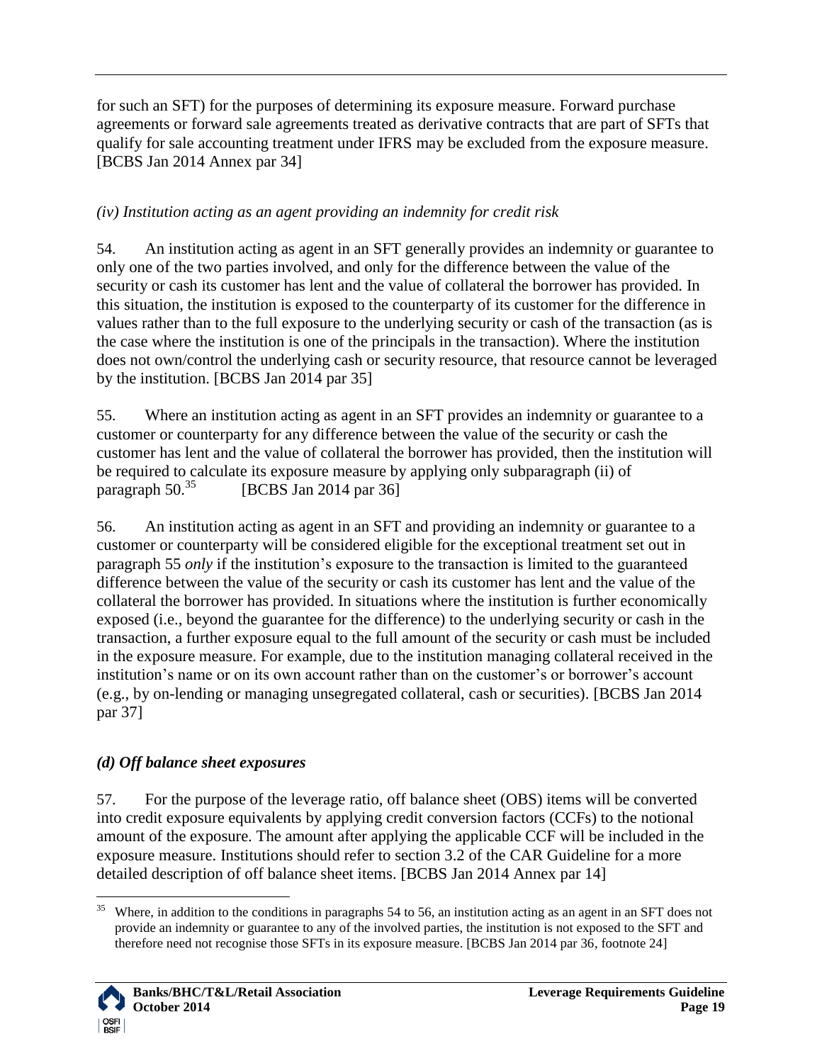for such an SFT) for the purposes of determining its exposure measure. Forward purchase agreements or forward sale agreements treated as derivative contracts that are part of SFTs that qualify for sale accounting treatment under IFRS may be excluded from the exposure measure. [BCBS Jan 2014 Annex par 34]

*(iv) Institution acting as an agent providing an indemnity for credit risk*

54. An institution acting as agent in an SFT generally provides an indemnity or guarantee to only one of the two parties involved, and only for the difference between the value of the security or cash its customer has lent and the value of collateral the borrower has provided. In this situation, the institution is exposed to the counterparty of its customer for the difference in values rather than to the full exposure to the underlying security or cash of the transaction (as is the case where the institution is one of the principals in the transaction). Where the institution does not own/control the underlying cash or security resource, that resource cannot be leveraged by the institution. [BCBS Jan 2014 par 35]

55. Where an institution acting as agent in an SFT provides an indemnity or guarantee to a customer or counterparty for any difference between the value of the security or cash the customer has lent and the value of collateral the borrower has provided, then the institution will be required to calculate its exposure measure by applying only subparagraph (ii) of paragraph 50.[35] [BCBS Jan 2014 par 36]

56. An institution acting as agent in an SFT and providing an indemnity or guarantee to a customer or counterparty will be considered eligible for the exceptional treatment set out in paragraph 55 *only* if the institution's exposure to the transaction is limited to the guaranteed difference between the value of the security or cash its customer has lent and the value of the collateral the borrower has provided. In situations where the institution is further economically exposed (i.e., beyond the guarantee for the difference) to the underlying security or cash in the transaction, a further exposure equal to the full amount of the security or cash must be included in the exposure measure. For example, due to the institution managing collateral received in the institution's name or on its own account rather than on the customer's or borrower's account (e.g., by on-lending or managing unsegregated collateral, cash or securities). [BCBS Jan 2014 par 37]

### *(d) Off balance sheet exposures*

57. For the purpose of the leverage ratio, off balance sheet (OBS) items will be converted into credit exposure equivalents by applying credit conversion factors (CCFs) to the notional amount of the exposure. The amount after applying the applicable CCF will be included in the exposure measure. Institutions should refer to section 3.2 of the CAR Guideline for a more detailed description of off balance sheet items. [BCBS Jan 2014 Annex par 14]

[35] Where, in addition to the conditions in paragraphs 54 to 56, an institution acting as an agent in an SFT does not provide an indemnity or guarantee to any of the involved parties, the institution is not exposed to the SFT and therefore need not recognise those SFTs in its exposure measure. [BCBS Jan 2014 par 36, footnote 24]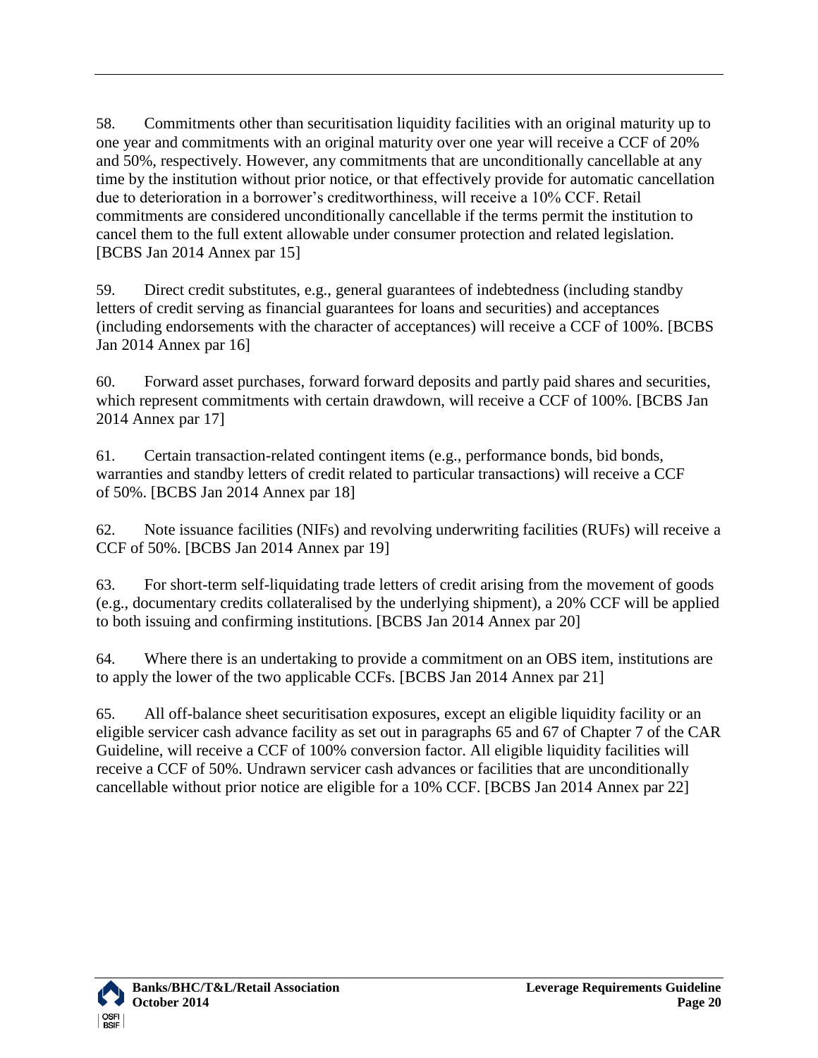58. Commitments other than securitisation liquidity facilities with an original maturity up to one year and commitments with an original maturity over one year will receive a CCF of 20% and 50%, respectively. However, any commitments that are unconditionally cancellable at any time by the institution without prior notice, or that effectively provide for automatic cancellation due to deterioration in a borrower's creditworthiness, will receive a 10% CCF. Retail commitments are considered unconditionally cancellable if the terms permit the institution to cancel them to the full extent allowable under consumer protection and related legislation. [BCBS Jan 2014 Annex par 15]

59. Direct credit substitutes, e.g., general guarantees of indebtedness (including standby letters of credit serving as financial guarantees for loans and securities) and acceptances (including endorsements with the character of acceptances) will receive a CCF of 100%. [BCBS Jan 2014 Annex par 16]

60. Forward asset purchases, forward forward deposits and partly paid shares and securities, which represent commitments with certain drawdown, will receive a CCF of 100%. [BCBS Jan 2014 Annex par 17]

61. Certain transaction-related contingent items (e.g., performance bonds, bid bonds, warranties and standby letters of credit related to particular transactions) will receive a CCF of 50%. [BCBS Jan 2014 Annex par 18]

62. Note issuance facilities (NIFs) and revolving underwriting facilities (RUFs) will receive a CCF of 50%. [BCBS Jan 2014 Annex par 19]

63. For short-term self-liquidating trade letters of credit arising from the movement of goods (e.g., documentary credits collateralised by the underlying shipment), a 20% CCF will be applied to both issuing and confirming institutions. [BCBS Jan 2014 Annex par 20]

64. Where there is an undertaking to provide a commitment on an OBS item, institutions are to apply the lower of the two applicable CCFs. [BCBS Jan 2014 Annex par 21]

65. All off-balance sheet securitisation exposures, except an eligible liquidity facility or an eligible servicer cash advance facility as set out in paragraphs 65 and 67 of Chapter 7 of the CAR Guideline, will receive a CCF of 100% conversion factor. All eligible liquidity facilities will receive a CCF of 50%. Undrawn servicer cash advances or facilities that are unconditionally cancellable without prior notice are eligible for a 10% CCF. [BCBS Jan 2014 Annex par 22]